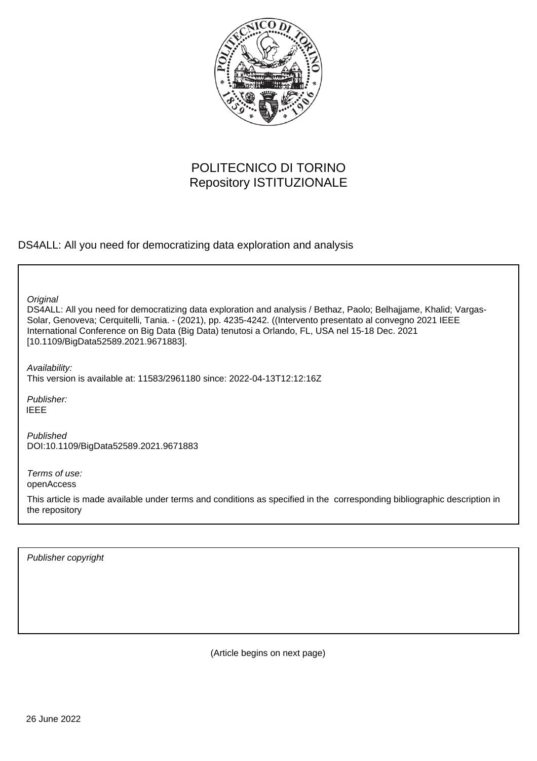POLITECNICO DI TORINO
Repository ISTITUZIONALE

DS4ALL: All you need for democratizing data exploration and analysis

*Original*
DS4ALL: All you need for democratizing data exploration and analysis / Bethaz, Paolo; Belhajjame, Khalid; Vargas-Solar, Genoveva; Cerquitelli, Tania. - (2021), pp. 4235-4242. ((Intervento presentato al convegno 2021 IEEE International Conference on Big Data (Big Data) tenutosi a Orlando, FL, USA nel 15-18 Dec. 2021 [10.1109/BigData52589.2021.9671883].

*Availability:*
This version is available at: 11583/2961180 since: 2022-04-13T12:12:16Z

*Publisher:*
IEEE

*Published*
DOI:10.1109/BigData52589.2021.9671883

*Terms of use:*
openAccess

This article is made available under terms and conditions as specified in the corresponding bibliographic description in the repository

*Publisher copyright*

(Article begins on next page)

26 June 2022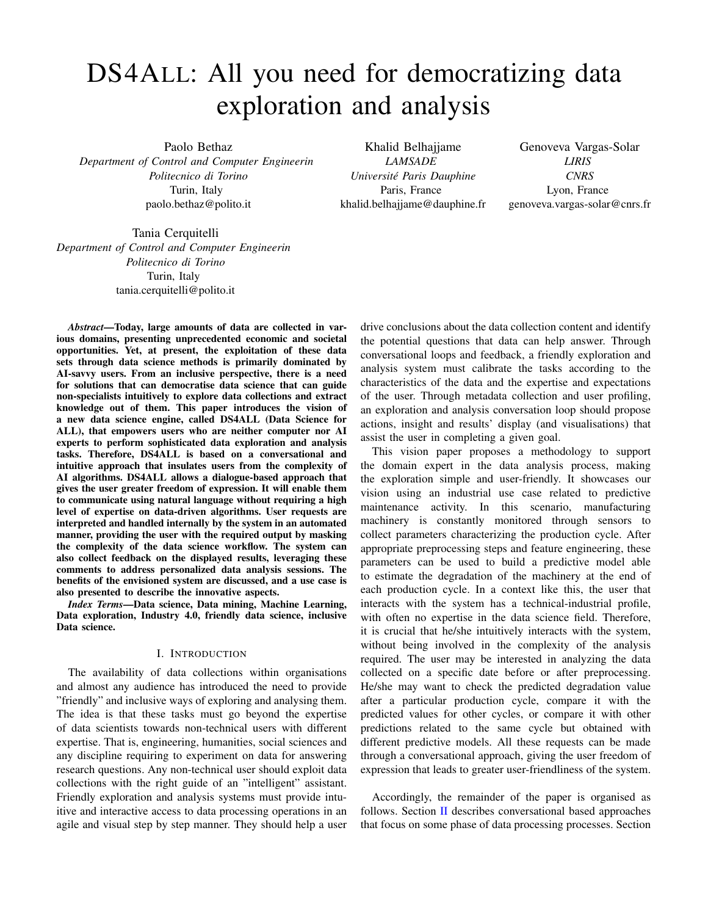# DS4ALL: All you need for democratizing data exploration and analysis

Paolo Bethaz
*Department of Control and Computer Engineerin*
*Politecnico di Torino*
Turin, Italy
paolo.bethaz@polito.it

Khalid Belhajjame
*LAMSADE*
*Université Paris Dauphine*
Paris, France
khalid.belhajjame@dauphine.fr

Genoveva Vargas-Solar
*LIRIS*
*CNRS*
Lyon, France
genoveva.vargas-solar@cnrs.fr

Tania Cerquitelli
*Department of Control and Computer Engineerin*
*Politecnico di Torino*
Turin, Italy
tania.cerquitelli@polito.it

***Abstract*—Today, large amounts of data are collected in various domains, presenting unprecedented economic and societal opportunities. Yet, at present, the exploitation of these data sets through data science methods is primarily dominated by AI-savvy users. From an inclusive perspective, there is a need for solutions that can democratise data science that can guide non-specialists intuitively to explore data collections and extract knowledge out of them. This paper introduces the vision of a new data science engine, called DS4ALL (Data Science for ALL), that empowers users who are neither computer nor AI experts to perform sophisticated data exploration and analysis tasks. Therefore, DS4ALL is based on a conversational and intuitive approach that insulates users from the complexity of AI algorithms. DS4ALL allows a dialogue-based approach that gives the user greater freedom of expression. It will enable them to communicate using natural language without requiring a high level of expertise on data-driven algorithms. User requests are interpreted and handled internally by the system in an automated manner, providing the user with the required output by masking the complexity of the data science workflow. The system can also collect feedback on the displayed results, leveraging these comments to address personalized data analysis sessions. The benefits of the envisioned system are discussed, and a use case is also presented to describe the innovative aspects.**

***Index Terms*—Data science, Data mining, Machine Learning, Data exploration, Industry 4.0, friendly data science, inclusive Data science.**

## I. Introduction

The availability of data collections within organisations and almost any audience has introduced the need to provide "friendly" and inclusive ways of exploring and analysing them. The idea is that these tasks must go beyond the expertise of data scientists towards non-technical users with different expertise. That is, engineering, humanities, social sciences and any discipline requiring to experiment on data for answering research questions. Any non-technical user should exploit data collections with the right guide of an "intelligent" assistant. Friendly exploration and analysis systems must provide intuitive and interactive access to data processing operations in an agile and visual step by step manner. They should help a user drive conclusions about the data collection content and identify the potential questions that data can help answer. Through conversational loops and feedback, a friendly exploration and analysis system must calibrate the tasks according to the characteristics of the data and the expertise and expectations of the user. Through metadata collection and user profiling, an exploration and analysis conversation loop should propose actions, insight and results' display (and visualisations) that assist the user in completing a given goal.

This vision paper proposes a methodology to support the domain expert in the data analysis process, making the exploration simple and user-friendly. It showcases our vision using an industrial use case related to predictive maintenance activity. In this scenario, manufacturing machinery is constantly monitored through sensors to collect parameters characterizing the production cycle. After appropriate preprocessing steps and feature engineering, these parameters can be used to build a predictive model able to estimate the degradation of the machinery at the end of each production cycle. In a context like this, the user that interacts with the system has a technical-industrial profile, with often no expertise in the data science field. Therefore, it is crucial that he/she intuitively interacts with the system, without being involved in the complexity of the analysis required. The user may be interested in analyzing the data collected on a specific date before or after preprocessing. He/she may want to check the predicted degradation value after a particular production cycle, compare it with the predicted values for other cycles, or compare it with other predictions related to the same cycle but obtained with different predictive models. All these requests can be made through a conversational approach, giving the user freedom of expression that leads to greater user-friendliness of the system.

Accordingly, the remainder of the paper is organised as follows. Section II describes conversational based approaches that focus on some phase of data processing processes. Section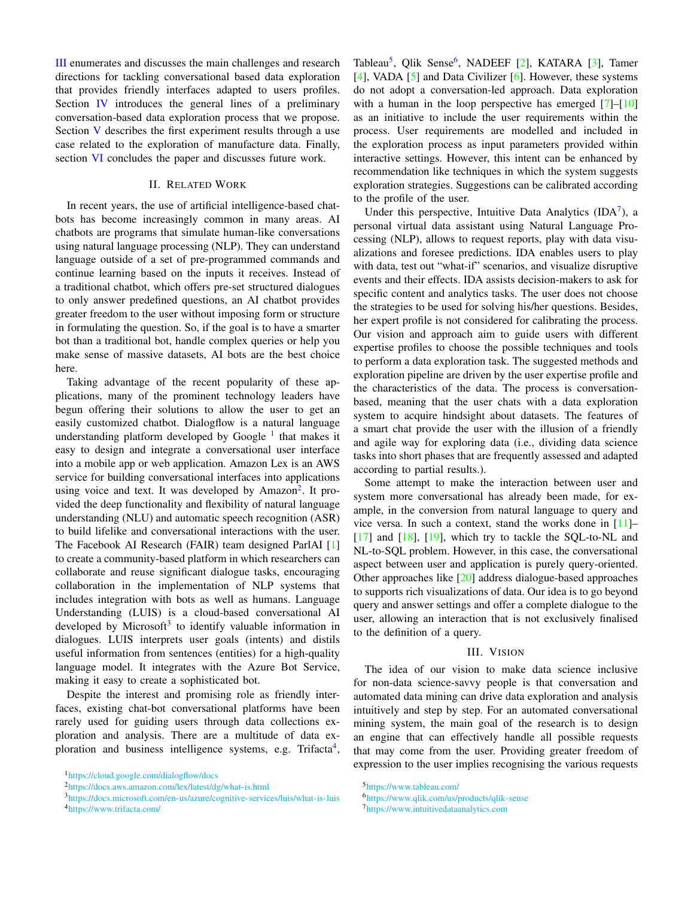III enumerates and discusses the main challenges and research directions for tackling conversational based data exploration that provides friendly interfaces adapted to users profiles. Section IV introduces the general lines of a preliminary conversation-based data exploration process that we propose. Section V describes the first experiment results through a use case related to the exploration of manufacture data. Finally, section VI concludes the paper and discusses future work.

## II. Related Work

In recent years, the use of artificial intelligence-based chatbots has become increasingly common in many areas. AI chatbots are programs that simulate human-like conversations using natural language processing (NLP). They can understand language outside of a set of pre-programmed commands and continue learning based on the inputs it receives. Instead of a traditional chatbot, which offers pre-set structured dialogues to only answer predefined questions, an AI chatbot provides greater freedom to the user without imposing form or structure in formulating the question. So, if the goal is to have a smarter bot than a traditional bot, handle complex queries or help you make sense of massive datasets, AI bots are the best choice here.

Taking advantage of the recent popularity of these applications, many of the prominent technology leaders have begun offering their solutions to allow the user to get an easily customized chatbot. Dialogflow is a natural language understanding platform developed by Google [1] that makes it easy to design and integrate a conversational user interface into a mobile app or web application. Amazon Lex is an AWS service for building conversational interfaces into applications using voice and text. It was developed by Amazon[2]. It provided the deep functionality and flexibility of natural language understanding (NLU) and automatic speech recognition (ASR) to build lifelike and conversational interactions with the user. The Facebook AI Research (FAIR) team designed ParlAI [1] to create a community-based platform in which researchers can collaborate and reuse significant dialogue tasks, encouraging collaboration in the implementation of NLP systems that includes integration with bots as well as humans. Language Understanding (LUIS) is a cloud-based conversational AI developed by Microsoft[3] to identify valuable information in dialogues. LUIS interprets user goals (intents) and distils useful information from sentences (entities) for a high-quality language model. It integrates with the Azure Bot Service, making it easy to create a sophisticated bot.

Despite the interest and promising role as friendly interfaces, existing chat-bot conversational platforms have been rarely used for guiding users through data collections exploration and analysis. There are a multitude of data exploration and business intelligence systems, e.g. Trifacta[4], Tableau[5], Qlik Sense[6], NADEEF [2], KATARA [3], Tamer [4], VADA [5] and Data Civilizer [6]. However, these systems do not adopt a conversation-led approach. Data exploration with a human in the loop perspective has emerged [7]–[10] as an initiative to include the user requirements within the process. User requirements are modelled and included in the exploration process as input parameters provided within interactive settings. However, this intent can be enhanced by recommendation like techniques in which the system suggests exploration strategies. Suggestions can be calibrated according to the profile of the user.

Under this perspective, Intuitive Data Analytics (IDA[7]), a personal virtual data assistant using Natural Language Processing (NLP), allows to request reports, play with data visualizations and foresee predictions. IDA enables users to play with data, test out "what-if" scenarios, and visualize disruptive events and their effects. IDA assists decision-makers to ask for specific content and analytics tasks. The user does not choose the strategies to be used for solving his/her questions. Besides, her expert profile is not considered for calibrating the process. Our vision and approach aim to guide users with different expertise profiles to choose the possible techniques and tools to perform a data exploration task. The suggested methods and exploration pipeline are driven by the user expertise profile and the characteristics of the data. The process is conversation-based, meaning that the user chats with a data exploration system to acquire hindsight about datasets. The features of a smart chat provide the user with the illusion of a friendly and agile way for exploring data (i.e., dividing data science tasks into short phases that are frequently assessed and adapted according to partial results.).

Some attempt to make the interaction between user and system more conversational has already been made, for example, in the conversion from natural language to query and vice versa. In such a context, stand the works done in [11]–[17] and [18], [19], which try to tackle the SQL-to-NL and NL-to-SQL problem. However, in this case, the conversational aspect between user and application is purely query-oriented. Other approaches like [20] address dialogue-based approaches to supports rich visualizations of data. Our idea is to go beyond query and answer settings and offer a complete dialogue to the user, allowing an interaction that is not exclusively finalised to the definition of a query.

## III. Vision

The idea of our vision to make data science inclusive for non-data science-savvy people is that conversation and automated data mining can drive data exploration and analysis intuitively and step by step. For an automated conversational mining system, the main goal of the research is to design an engine that can effectively handle all possible requests that may come from the user. Providing greater freedom of expression to the user implies recognising the various requests

[1] https://cloud.google.com/dialogflow/docs

[2] https://docs.aws.amazon.com/lex/latest/dg/what-is.html

[3] https://docs.microsoft.com/en-us/azure/cognitive-services/luis/what-is-luis

[4] https://www.trifacta.com/

[5] https://www.tableau.com/

[6] https://www.qlik.com/us/products/qlik-sense

[7] https://www.intuitivedataanalytics.com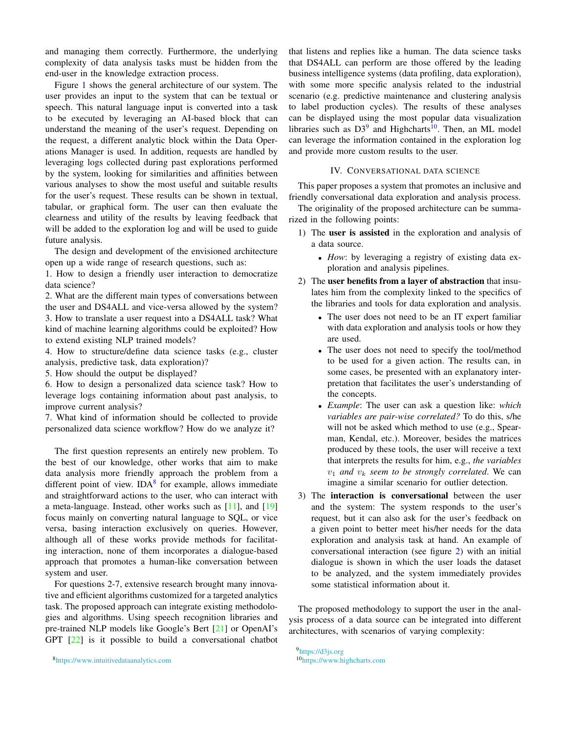and managing them correctly. Furthermore, the underlying complexity of data analysis tasks must be hidden from the end-user in the knowledge extraction process.

Figure 1 shows the general architecture of our system. The user provides an input to the system that can be textual or speech. This natural language input is converted into a task to be executed by leveraging an AI-based block that can understand the meaning of the user's request. Depending on the request, a different analytic block within the Data Operations Manager is used. In addition, requests are handled by leveraging logs collected during past explorations performed by the system, looking for similarities and affinities between various analyses to show the most useful and suitable results for the user's request. These results can be shown in textual, tabular, or graphical form. The user can then evaluate the clearness and utility of the results by leaving feedback that will be added to the exploration log and will be used to guide future analysis.

The design and development of the envisioned architecture open up a wide range of research questions, such as:

1. How to design a friendly user interaction to democratize data science?
2. What are the different main types of conversations between the user and DS4ALL and vice-versa allowed by the system?
3. How to translate a user request into a DS4ALL task? What kind of machine learning algorithms could be exploited? How to extend existing NLP trained models?
4. How to structure/define data science tasks (e.g., cluster analysis, predictive task, data exploration)?
5. How should the output be displayed?
6. How to design a personalized data science task? How to leverage logs containing information about past analysis, to improve current analysis?
7. What kind of information should be collected to provide personalized data science workflow? How do we analyze it?

The first question represents an entirely new problem. To the best of our knowledge, other works that aim to make data analysis more friendly approach the problem from a different point of view. IDA[8] for example, allows immediate and straightforward actions to the user, who can interact with a meta-language. Instead, other works such as [11], and [19] focus mainly on converting natural language to SQL, or vice versa, basing interaction exclusively on queries. However, although all of these works provide methods for facilitating interaction, none of them incorporates a dialogue-based approach that promotes a human-like conversation between system and user.

For questions 2-7, extensive research brought many innovative and efficient algorithms customized for a targeted analytics task. The proposed approach can integrate existing methodologies and algorithms. Using speech recognition libraries and pre-trained NLP models like Google's Bert [21] or OpenAI's GPT [22] is it possible to build a conversational chatbot that listens and replies like a human. The data science tasks that DS4ALL can perform are those offered by the leading business intelligence systems (data profiling, data exploration), with some more specific analysis related to the industrial scenario (e.g. predictive maintenance and clustering analysis to label production cycles). The results of these analyses can be displayed using the most popular data visualization libraries such as D3[9] and Highcharts[10]. Then, an ML model can leverage the information contained in the exploration log and provide more custom results to the user.

[8] https://www.intuitivedataanalytics.com

[9] https://d3js.org

[10] https://www.highcharts.com

## IV. Conversational Data Science

This paper proposes a system that promotes an inclusive and friendly conversational data exploration and analysis process.

The originality of the proposed architecture can be summarized in the following points:

1) The **user is assisted** in the exploration and analysis of a data source.
   - *How*: by leveraging a registry of existing data exploration and analysis pipelines.
2) The **user benefits from a layer of abstraction** that insulates him from the complexity linked to the specifics of the libraries and tools for data exploration and analysis.
   - The user does not need to be an IT expert familiar with data exploration and analysis tools or how they are used.
   - The user does not need to specify the tool/method to be used for a given action. The results can, in some cases, be presented with an explanatory interpretation that facilitates the user's understanding of the concepts.
   - *Example*: The user can ask a question like: *which variables are pair-wise correlated?* To do this, s/he will not be asked which method to use (e.g., Spearman, Kendal, etc.). Moreover, besides the matrices produced by these tools, the user will receive a text that interprets the results for him, e.g., *the variables $v_1$ and $v_k$ seem to be strongly correlated*. We can imagine a similar scenario for outlier detection.
3) The **interaction is conversational** between the user and the system: The system responds to the user's request, but it can also ask for the user's feedback on a given point to better meet his/her needs for the data exploration and analysis task at hand. An example of conversational interaction (see figure 2) with an initial dialogue is shown in which the user loads the dataset to be analyzed, and the system immediately provides some statistical information about it.

The proposed methodology to support the user in the analysis process of a data source can be integrated into different architectures, with scenarios of varying complexity: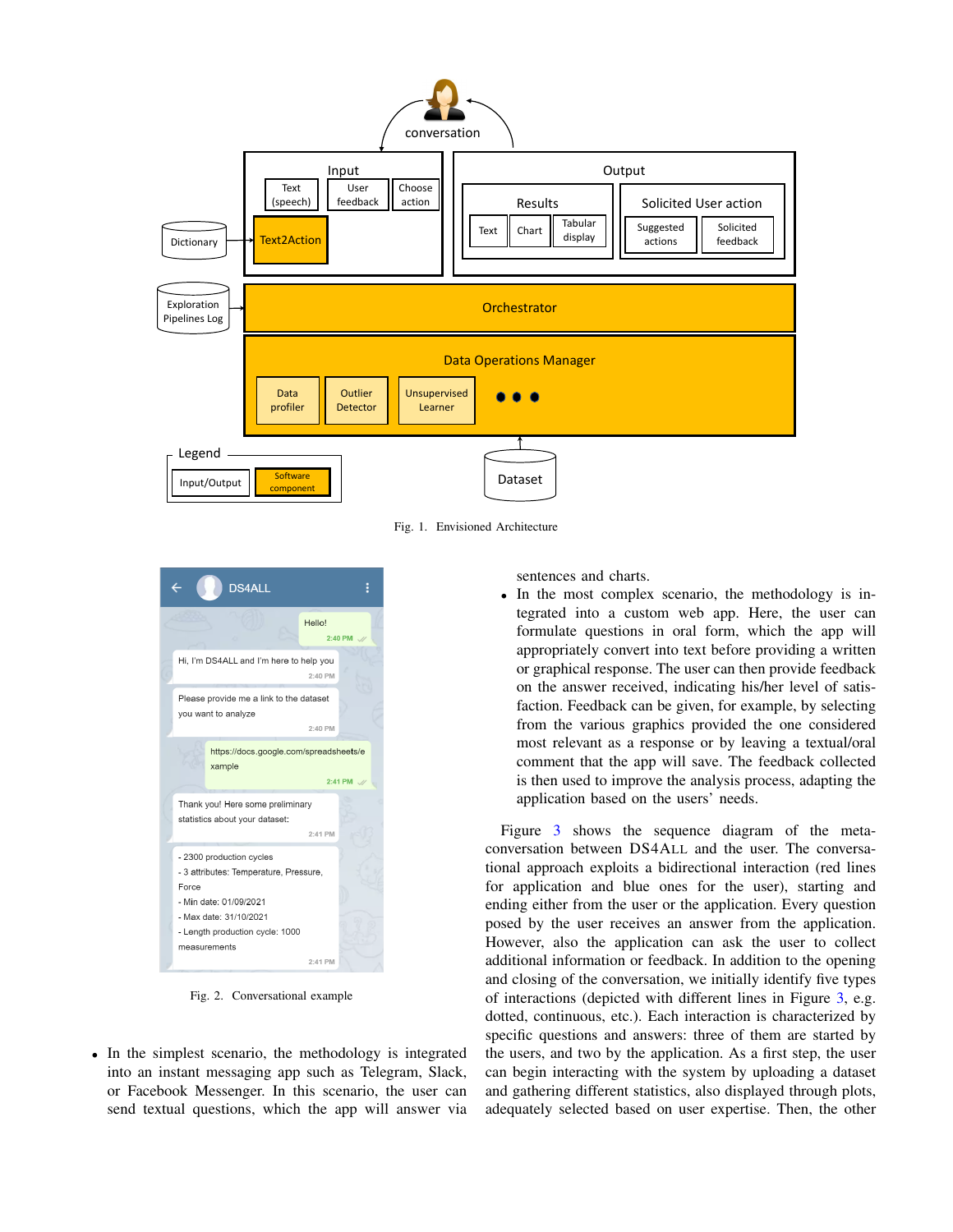Fig. 1. Envisioned Architecture

Fig. 2. Conversational example

- In the simplest scenario, the methodology is integrated into an instant messaging app such as Telegram, Slack, or Facebook Messenger. In this scenario, the user can send textual questions, which the app will answer via sentences and charts.
- In the most complex scenario, the methodology is integrated into a custom web app. Here, the user can formulate questions in oral form, which the app will appropriately convert into text before providing a written or graphical response. The user can then provide feedback on the answer received, indicating his/her level of satisfaction. Feedback can be given, for example, by selecting from the various graphics provided the one considered most relevant as a response or by leaving a textual/oral comment that the app will save. The feedback collected is then used to improve the analysis process, adapting the application based on the users' needs.

Figure 3 shows the sequence diagram of the meta-conversation between DS4ALL and the user. The conversational approach exploits a bidirectional interaction (red lines for application and blue ones for the user), starting and ending either from the user or the application. Every question posed by the user receives an answer from the application. However, also the application can ask the user to collect additional information or feedback. In addition to the opening and closing of the conversation, we initially identify five types of interactions (depicted with different lines in Figure 3, e.g. dotted, continuous, etc.). Each interaction is characterized by specific questions and answers: three of them are started by the users, and two by the application. As a first step, the user can begin interacting with the system by uploading a dataset and gathering different statistics, also displayed through plots, adequately selected based on user expertise. Then, the other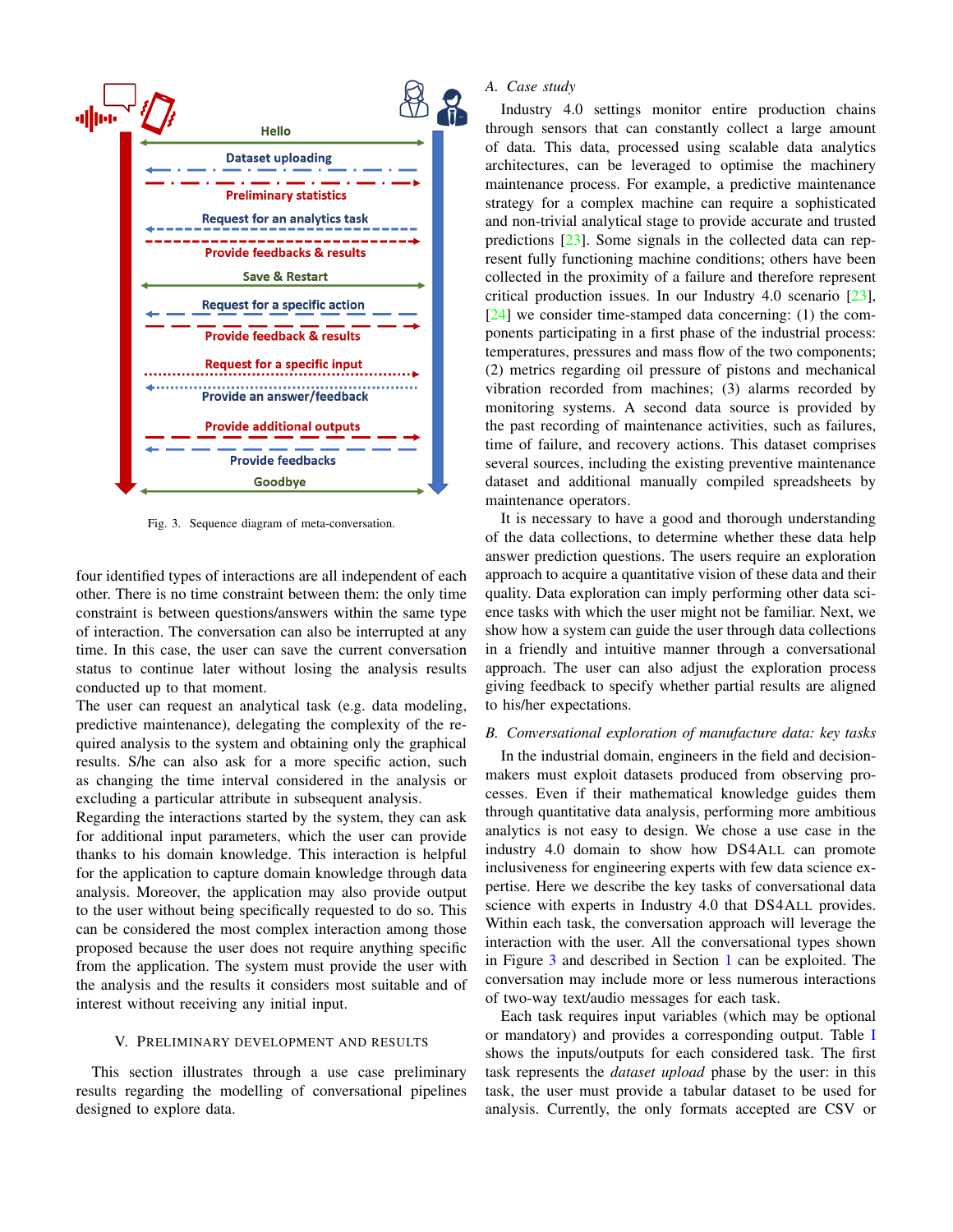Fig. 3. Sequence diagram of meta-conversation.

four identified types of interactions are all independent of each other. There is no time constraint between them: the only time constraint is between questions/answers within the same type of interaction. The conversation can also be interrupted at any time. In this case, the user can save the current conversation status to continue later without losing the analysis results conducted up to that moment.

The user can request an analytical task (e.g. data modeling, predictive maintenance), delegating the complexity of the required analysis to the system and obtaining only the graphical results. S/he can also ask for a more specific action, such as changing the time interval considered in the analysis or excluding a particular attribute in subsequent analysis.

Regarding the interactions started by the system, they can ask for additional input parameters, which the user can provide thanks to his domain knowledge. This interaction is helpful for the application to capture domain knowledge through data analysis. Moreover, the application may also provide output to the user without being specifically requested to do so. This can be considered the most complex interaction among those proposed because the user does not require anything specific from the application. The system must provide the user with the analysis and the results it considers most suitable and of interest without receiving any initial input.

## V. Preliminary Development and Results

This section illustrates through a use case preliminary results regarding the modelling of conversational pipelines designed to explore data.

### A. Case study

Industry 4.0 settings monitor entire production chains through sensors that can constantly collect a large amount of data. This data, processed using scalable data analytics architectures, can be leveraged to optimise the machinery maintenance process. For example, a predictive maintenance strategy for a complex machine can require a sophisticated and non-trivial analytical stage to provide accurate and trusted predictions [23]. Some signals in the collected data can represent fully functioning machine conditions; others have been collected in the proximity of a failure and therefore represent critical production issues. In our Industry 4.0 scenario [23], [24] we consider time-stamped data concerning: (1) the components participating in a first phase of the industrial process: temperatures, pressures and mass flow of the two components; (2) metrics regarding oil pressure of pistons and mechanical vibration recorded from machines; (3) alarms recorded by monitoring systems. A second data source is provided by the past recording of maintenance activities, such as failures, time of failure, and recovery actions. This dataset comprises several sources, including the existing preventive maintenance dataset and additional manually compiled spreadsheets by maintenance operators.

It is necessary to have a good and thorough understanding of the data collections, to determine whether these data help answer prediction questions. The users require an exploration approach to acquire a quantitative vision of these data and their quality. Data exploration can imply performing other data science tasks with which the user might not be familiar. Next, we show how a system can guide the user through data collections in a friendly and intuitive manner through a conversational approach. The user can also adjust the exploration process giving feedback to specify whether partial results are aligned to his/her expectations.

### B. Conversational exploration of manufacture data: key tasks

In the industrial domain, engineers in the field and decision-makers must exploit datasets produced from observing processes. Even if their mathematical knowledge guides them through quantitative data analysis, performing more ambitious analytics is not easy to design. We chose a use case in the industry 4.0 domain to show how DS4All can promote inclusiveness for engineering experts with few data science expertise. Here we describe the key tasks of conversational data science with experts in Industry 4.0 that DS4All provides. Within each task, the conversation approach will leverage the interaction with the user. All the conversational types shown in Figure 3 and described in Section 1 can be exploited. The conversation may include more or less numerous interactions of two-way text/audio messages for each task.

Each task requires input variables (which may be optional or mandatory) and provides a corresponding output. Table I shows the inputs/outputs for each considered task. The first task represents the *dataset upload* phase by the user: in this task, the user must provide a tabular dataset to be used for analysis. Currently, the only formats accepted are CSV or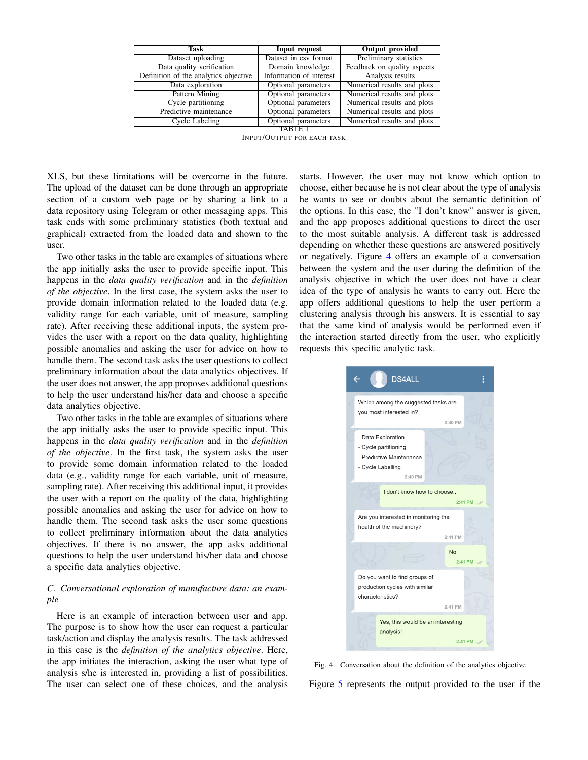| Task | Input request | Output provided |
| --- | --- | --- |
| Dataset uploading | Dataset in csv format | Preliminary statistics |
| Data quality verification | Domain knowledge | Feedback on quality aspects |
| Definition of the analytics objective | Information of interest | Analysis results |
| Data exploration | Optional parameters | Numerical results and plots |
| Pattern Mining | Optional parameters | Numerical results and plots |
| Cycle partitioning | Optional parameters | Numerical results and plots |
| Predictive maintenance | Optional parameters | Numerical results and plots |
| Cycle Labeling | Optional parameters | Numerical results and plots |

TABLE I
INPUT/OUTPUT FOR EACH TASK

XLS, but these limitations will be overcome in the future. The upload of the dataset can be done through an appropriate section of a custom web page or by sharing a link to a data repository using Telegram or other messaging apps. This task ends with some preliminary statistics (both textual and graphical) extracted from the loaded data and shown to the user.

Two other tasks in the table are examples of situations where the app initially asks the user to provide specific input. This happens in the *data quality verification* and in the *definition of the objective*. In the first case, the system asks the user to provide domain information related to the loaded data (e.g. validity range for each variable, unit of measure, sampling rate). After receiving these additional inputs, the system provides the user with a report on the data quality, highlighting possible anomalies and asking the user for advice on how to handle them. The second task asks the user questions to collect preliminary information about the data analytics objectives. If the user does not answer, the app proposes additional questions to help the user understand his/her data and choose a specific data analytics objective.

Two other tasks in the table are examples of situations where the app initially asks the user to provide specific input. This happens in the *data quality verification* and in the *definition of the objective*. In the first task, the system asks the user to provide some domain information related to the loaded data (e.g., validity range for each variable, unit of measure, sampling rate). After receiving this additional input, it provides the user with a report on the quality of the data, highlighting possible anomalies and asking the user for advice on how to handle them. The second task asks the user some questions to collect preliminary information about the data analytics objectives. If there is no answer, the app asks additional questions to help the user understand his/her data and choose a specific data analytics objective.

### C. Conversational exploration of manufacture data: an example

Here is an example of interaction between user and app. The purpose is to show how the user can request a particular task/action and display the analysis results. The task addressed in this case is the *definition of the analytics objective*. Here, the app initiates the interaction, asking the user what type of analysis s/he is interested in, providing a list of possibilities. The user can select one of these choices, and the analysis starts. However, the user may not know which option to choose, either because he is not clear about the type of analysis he wants to see or doubts about the semantic definition of the options. In this case, the "I don't know" answer is given, and the app proposes additional questions to direct the user to the most suitable analysis. A different task is addressed depending on whether these questions are answered positively or negatively. Figure 4 offers an example of a conversation between the system and the user during the definition of the analysis objective in which the user does not have a clear idea of the type of analysis he wants to carry out. Here the app offers additional questions to help the user perform a clustering analysis through his answers. It is essential to say that the same kind of analysis would be performed even if the interaction started directly from the user, who explicitly requests this specific analytic task.

Fig. 4. Conversation about the definition of the analytics objective

Figure 5 represents the output provided to the user if the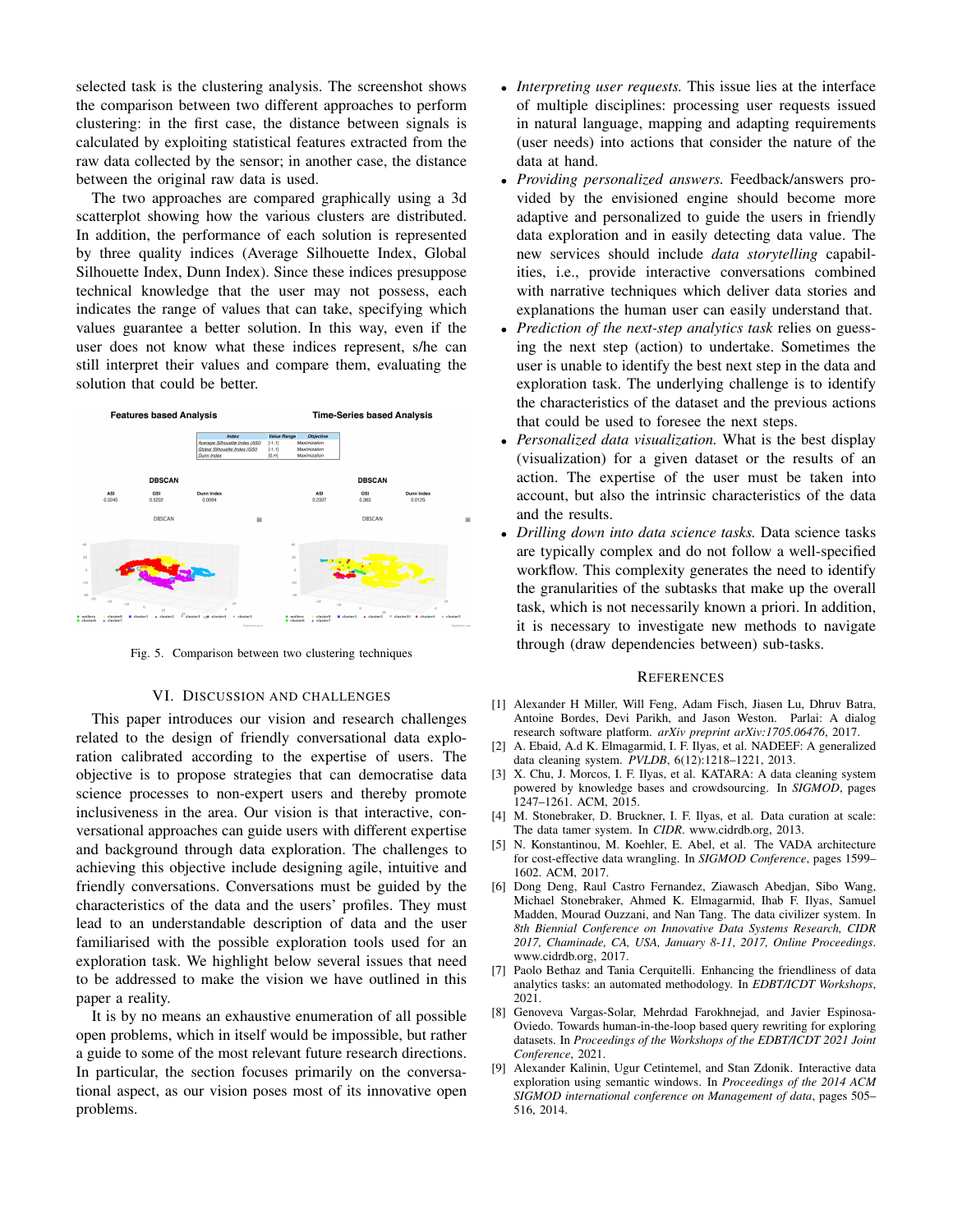selected task is the clustering analysis. The screenshot shows the comparison between two different approaches to perform clustering: in the first case, the distance between signals is calculated by exploiting statistical features extracted from the raw data collected by the sensor; in another case, the distance between the original raw data is used.

The two approaches are compared graphically using a 3d scatterplot showing how the various clusters are distributed. In addition, the performance of each solution is represented by three quality indices (Average Silhouette Index, Global Silhouette Index, Dunn Index). Since these indices presuppose technical knowledge that the user may not possess, each indicates the range of values that can take, specifying which values guarantee a better solution. In this way, even if the user does not know what these indices represent, s/he can still interpret their values and compare them, evaluating the solution that could be better.

Fig. 5. Comparison between two clustering techniques

## VI. Discussion and Challenges

This paper introduces our vision and research challenges related to the design of friendly conversational data exploration calibrated according to the expertise of users. The objective is to propose strategies that can democratise data science processes to non-expert users and thereby promote inclusiveness in the area. Our vision is that interactive, conversational approaches can guide users with different expertise and background through data exploration. The challenges to achieving this objective include designing agile, intuitive and friendly conversations. Conversations must be guided by the characteristics of the data and the users' profiles. They must lead to an understandable description of data and the user familiarised with the possible exploration tools used for an exploration task. We highlight below several issues that need to be addressed to make the vision we have outlined in this paper a reality.

It is by no means an exhaustive enumeration of all possible open problems, which in itself would be impossible, but rather a guide to some of the most relevant future research directions. In particular, the section focuses primarily on the conversational aspect, as our vision poses most of its innovative open problems.

- *Interpreting user requests.* This issue lies at the interface of multiple disciplines: processing user requests issued in natural language, mapping and adapting requirements (user needs) into actions that consider the nature of the data at hand.
- *Providing personalized answers.* Feedback/answers provided by the envisioned engine should become more adaptive and personalized to guide the users in friendly data exploration and in easily detecting data value. The new services should include *data storytelling* capabilities, i.e., provide interactive conversations combined with narrative techniques which deliver data stories and explanations the human user can easily understand that.
- *Prediction of the next-step analytics task* relies on guessing the next step (action) to undertake. Sometimes the user is unable to identify the best next step in the data and exploration task. The underlying challenge is to identify the characteristics of the dataset and the previous actions that could be used to foresee the next steps.
- *Personalized data visualization.* What is the best display (visualization) for a given dataset or the results of an action. The expertise of the user must be taken into account, but also the intrinsic characteristics of the data and the results.
- *Drilling down into data science tasks.* Data science tasks are typically complex and do not follow a well-specified workflow. This complexity generates the need to identify the granularities of the subtasks that make up the overall task, which is not necessarily known a priori. In addition, it is necessary to investigate new methods to navigate through (draw dependencies between) sub-tasks.

## References

[1] Alexander H Miller, Will Feng, Adam Fisch, Jiasen Lu, Dhruv Batra, Antoine Bordes, Devi Parikh, and Jason Weston. Parlai: A dialog research software platform. *arXiv preprint arXiv:1705.06476*, 2017.

[2] A. Ebaid, A.d K. Elmagarmid, I. F. Ilyas, et al. NADEEF: A generalized data cleaning system. *PVLDB*, 6(12):1218–1221, 2013.

[3] X. Chu, J. Morcos, I. F. Ilyas, et al. KATARA: A data cleaning system powered by knowledge bases and crowdsourcing. In *SIGMOD*, pages 1247–1261. ACM, 2015.

[4] M. Stonebraker, D. Bruckner, I. F. Ilyas, et al. Data curation at scale: The data tamer system. In *CIDR*. www.cidrdb.org, 2013.

[5] N. Konstantinou, M. Koehler, E. Abel, et al. The VADA architecture for cost-effective data wrangling. In *SIGMOD Conference*, pages 1599–1602. ACM, 2017.

[6] Dong Deng, Raul Castro Fernandez, Ziawasch Abedjan, Sibo Wang, Michael Stonebraker, Ahmed K. Elmagarmid, Ihab F. Ilyas, Samuel Madden, Mourad Ouzzani, and Nan Tang. The data civilizer system. In *8th Biennial Conference on Innovative Data Systems Research, CIDR 2017, Chaminade, CA, USA, January 8-11, 2017, Online Proceedings*. www.cidrdb.org, 2017.

[7] Paolo Bethaz and Tania Cerquitelli. Enhancing the friendliness of data analytics tasks: an automated methodology. In *EDBT/ICDT Workshops*, 2021.

[8] Genoveva Vargas-Solar, Mehrdad Farokhnejad, and Javier Espinosa-Oviedo. Towards human-in-the-loop based query rewriting for exploring datasets. In *Proceedings of the Workshops of the EDBT/ICDT 2021 Joint Conference*, 2021.

[9] Alexander Kalinin, Ugur Cetintemel, and Stan Zdonik. Interactive data exploration using semantic windows. In *Proceedings of the 2014 ACM SIGMOD international conference on Management of data*, pages 505–516, 2014.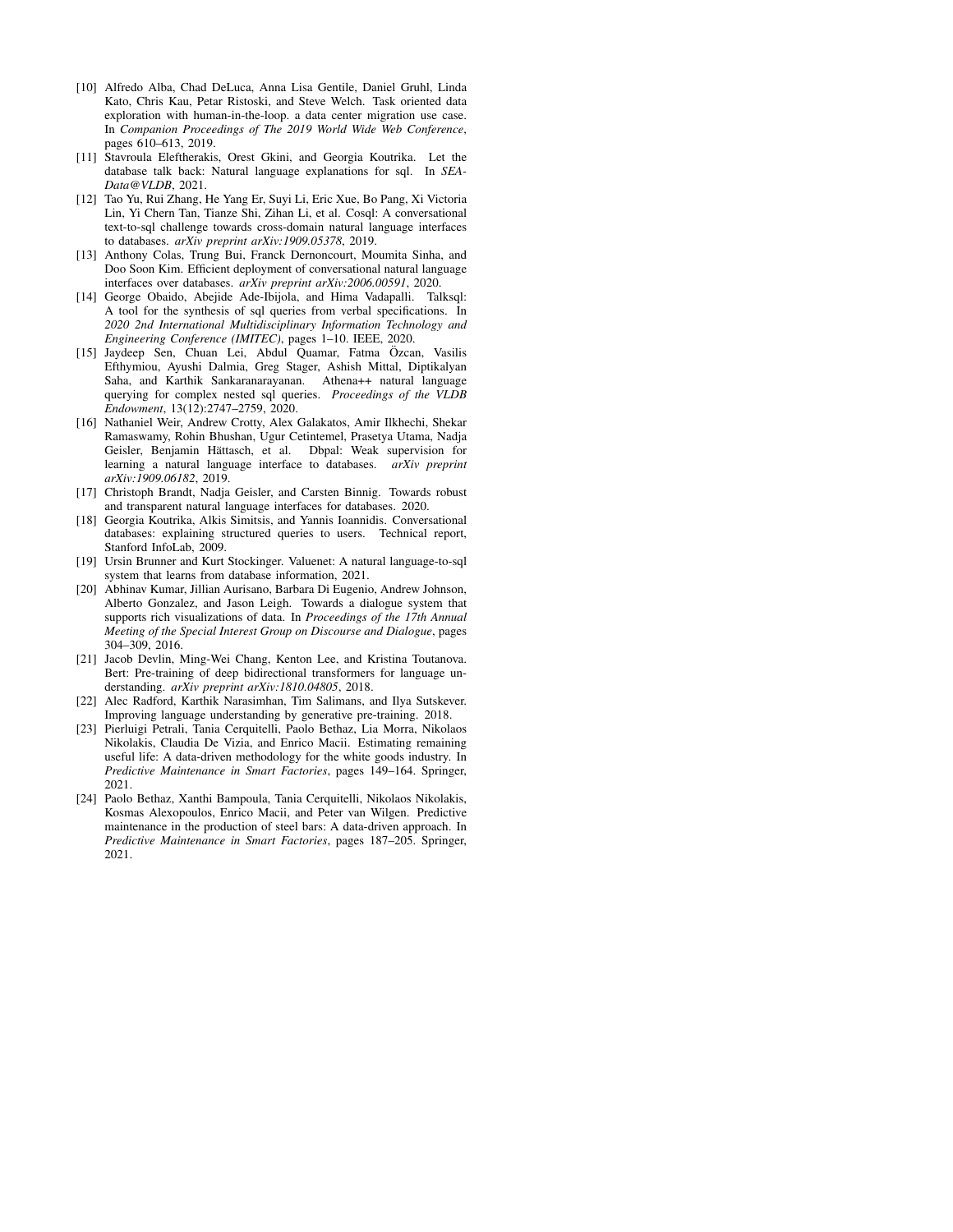[10] Alfredo Alba, Chad DeLuca, Anna Lisa Gentile, Daniel Gruhl, Linda Kato, Chris Kau, Petar Ristoski, and Steve Welch. Task oriented data exploration with human-in-the-loop. a data center migration use case. In *Companion Proceedings of The 2019 World Wide Web Conference*, pages 610–613, 2019.

[11] Stavroula Eleftherakis, Orest Gkini, and Georgia Koutrika. Let the database talk back: Natural language explanations for sql. In *SEA-Data@VLDB*, 2021.

[12] Tao Yu, Rui Zhang, He Yang Er, Suyi Li, Eric Xue, Bo Pang, Xi Victoria Lin, Yi Chern Tan, Tianze Shi, Zihan Li, et al. Cosql: A conversational text-to-sql challenge towards cross-domain natural language interfaces to databases. *arXiv preprint arXiv:1909.05378*, 2019.

[13] Anthony Colas, Trung Bui, Franck Dernoncourt, Moumita Sinha, and Doo Soon Kim. Efficient deployment of conversational natural language interfaces over databases. *arXiv preprint arXiv:2006.00591*, 2020.

[14] George Obaido, Abejide Ade-Ibijola, and Hima Vadapalli. Talksql: A tool for the synthesis of sql queries from verbal specifications. In *2020 2nd International Multidisciplinary Information Technology and Engineering Conference (IMITEC)*, pages 1–10. IEEE, 2020.

[15] Jaydeep Sen, Chuan Lei, Abdul Quamar, Fatma Özcan, Vasilis Efthymiou, Ayushi Dalmia, Greg Stager, Ashish Mittal, Diptikalyan Saha, and Karthik Sankaranarayanan. Athena++ natural language querying for complex nested sql queries. *Proceedings of the VLDB Endowment*, 13(12):2747–2759, 2020.

[16] Nathaniel Weir, Andrew Crotty, Alex Galakatos, Amir Ilkhechi, Shekar Ramaswamy, Rohin Bhushan, Ugur Cetintemel, Prasetya Utama, Nadja Geisler, Benjamin Hättasch, et al. Dbpal: Weak supervision for learning a natural language interface to databases. *arXiv preprint arXiv:1909.06182*, 2019.

[17] Christoph Brandt, Nadja Geisler, and Carsten Binnig. Towards robust and transparent natural language interfaces for databases. 2020.

[18] Georgia Koutrika, Alkis Simitsis, and Yannis Ioannidis. Conversational databases: explaining structured queries to users. Technical report, Stanford InfoLab, 2009.

[19] Ursin Brunner and Kurt Stockinger. Valuenet: A natural language-to-sql system that learns from database information, 2021.

[20] Abhinav Kumar, Jillian Aurisano, Barbara Di Eugenio, Andrew Johnson, Alberto Gonzalez, and Jason Leigh. Towards a dialogue system that supports rich visualizations of data. In *Proceedings of the 17th Annual Meeting of the Special Interest Group on Discourse and Dialogue*, pages 304–309, 2016.

[21] Jacob Devlin, Ming-Wei Chang, Kenton Lee, and Kristina Toutanova. Bert: Pre-training of deep bidirectional transformers for language understanding. *arXiv preprint arXiv:1810.04805*, 2018.

[22] Alec Radford, Karthik Narasimhan, Tim Salimans, and Ilya Sutskever. Improving language understanding by generative pre-training. 2018.

[23] Pierluigi Petrali, Tania Cerquitelli, Paolo Bethaz, Lia Morra, Nikolaos Nikolakis, Claudia De Vizia, and Enrico Macii. Estimating remaining useful life: A data-driven methodology for the white goods industry. In *Predictive Maintenance in Smart Factories*, pages 149–164. Springer, 2021.

[24] Paolo Bethaz, Xanthi Bampoula, Tania Cerquitelli, Nikolaos Nikolakis, Kosmas Alexopoulos, Enrico Macii, and Peter van Wilgen. Predictive maintenance in the production of steel bars: A data-driven approach. In *Predictive Maintenance in Smart Factories*, pages 187–205. Springer, 2021.